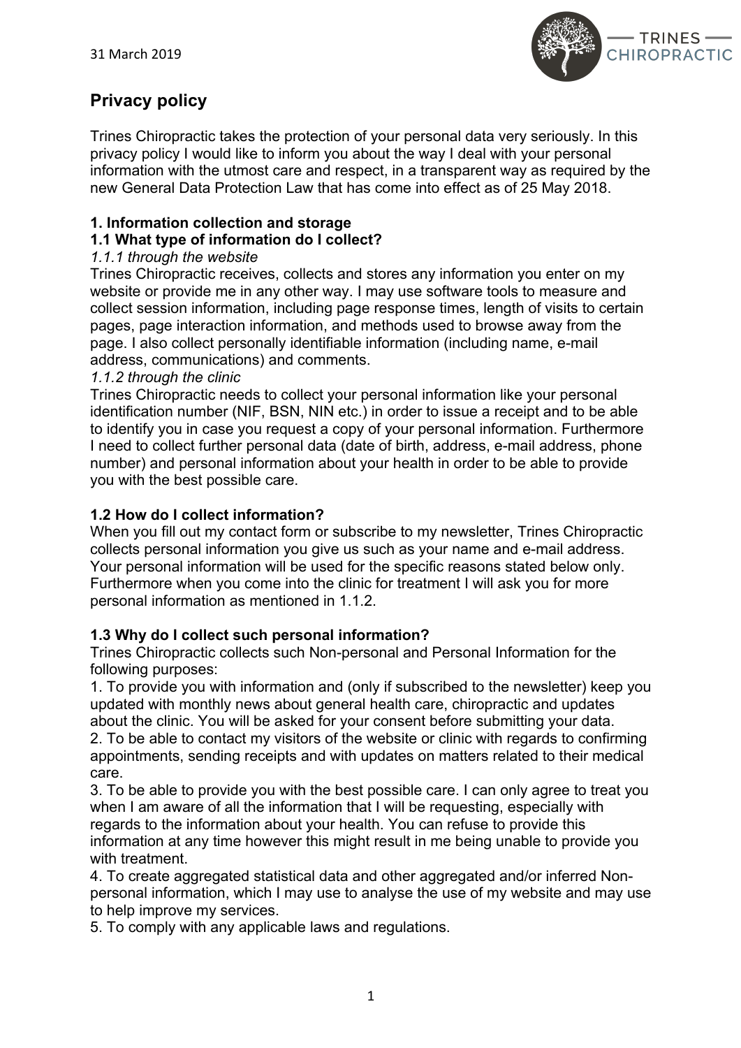31 March 2019

## Privacy policy

Trines Chiropractic takes the protection of your personal data very seriously. In this privacy policy I would like to inform you about the way I deal with your personal information with the utmost care and respect, in a transparent way as required by the new General Data Protection Law that has come into effect as of 25 May 2018.

**1. Information collection and storage**

**1.1 What type of information do I collect?**

*1.1.1 through the website*

Trines Chiropractic receives, collects and stores any information you enter on my website or provide me in any other way. I may use software tools to measure and collect session information, including page response times, length of visits to certain pages, page interaction information, and methods used to browse away from the page. I also collect personally identifiable information (including name, e-mail address, communications) and comments.

*1.1.2 through the clinic*

Trines Chiropractic needs to collect your personal information like your personal identification number (NIF, BSN, NIN etc.) in order to issue a receipt and to be able to identify you in case you request a copy of your personal information. Furthermore I need to collect further personal data (date of birth, address, e-mail address, phone number) and personal information about your health in order to be able to provide you with the best possible care.

**1.2 How do I collect information?**

When you fill out my contact form or subscribe to my newsletter, Trines Chiropractic collects personal information you give us such as your name and e-mail address. Your personal information will be used for the specific reasons stated below only. Furthermore when you come into the clinic for treatment I will ask you for more personal information as mentioned in 1.1.2.

**1.3 Why do I collect such personal information?**

Trines Chiropractic collects such Non-personal and Personal Information for the following purposes:

1. To provide you with information and (only if subscribed to the newsletter) keep you updated with monthly news about general health care, chiropractic and updates about the clinic. You will be asked for your consent before submitting your data.
2. To be able to contact my visitors of the website or clinic with regards to confirming appointments, sending receipts and with updates on matters related to their medical care.
3. To be able to provide you with the best possible care. I can only agree to treat you when I am aware of all the information that I will be requesting, especially with regards to the information about your health. You can refuse to provide this information at any time however this might result in me being unable to provide you with treatment.
4. To create aggregated statistical data and other aggregated and/or inferred Non-personal information, which I may use to analyse the use of my website and may use to help improve my services.
5. To comply with any applicable laws and regulations.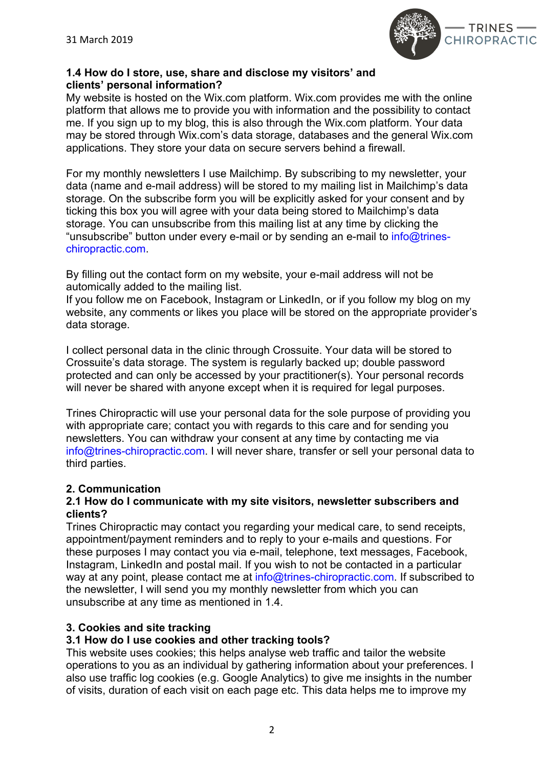### 1.4 How do I store, use, share and disclose my visitors' and clients' personal information?

My website is hosted on the Wix.com platform. Wix.com provides me with the online platform that allows me to provide you with information and the possibility to contact me. If you sign up to my blog, this is also through the Wix.com platform. Your data may be stored through Wix.com's data storage, databases and the general Wix.com applications. They store your data on secure servers behind a firewall.

For my monthly newsletters I use Mailchimp. By subscribing to my newsletter, your data (name and e-mail address) will be stored to my mailing list in Mailchimp's data storage. On the subscribe form you will be explicitly asked for your consent and by ticking this box you will agree with your data being stored to Mailchimp's data storage. You can unsubscribe from this mailing list at any time by clicking the "unsubscribe" button under every e-mail or by sending an e-mail to info@trines-chiropractic.com.

By filling out the contact form on my website, your e-mail address will not be automically added to the mailing list.
If you follow me on Facebook, Instagram or LinkedIn, or if you follow my blog on my website, any comments or likes you place will be stored on the appropriate provider's data storage.

I collect personal data in the clinic through Crossuite. Your data will be stored to Crossuite's data storage. The system is regularly backed up; double password protected and can only be accessed by your practitioner(s). Your personal records will never be shared with anyone except when it is required for legal purposes.

Trines Chiropractic will use your personal data for the sole purpose of providing you with appropriate care; contact you with regards to this care and for sending you newsletters. You can withdraw your consent at any time by contacting me via info@trines-chiropractic.com. I will never share, transfer or sell your personal data to third parties.

## 2. Communication

### 2.1 How do I communicate with my site visitors, newsletter subscribers and clients?

Trines Chiropractic may contact you regarding your medical care, to send receipts, appointment/payment reminders and to reply to your e-mails and questions. For these purposes I may contact you via e-mail, telephone, text messages, Facebook, Instagram, LinkedIn and postal mail. If you wish to not be contacted in a particular way at any point, please contact me at info@trines-chiropractic.com. If subscribed to the newsletter, I will send you my monthly newsletter from which you can unsubscribe at any time as mentioned in 1.4.

## 3. Cookies and site tracking

### 3.1 How do I use cookies and other tracking tools?

This website uses cookies; this helps analyse web traffic and tailor the website operations to you as an individual by gathering information about your preferences. I also use traffic log cookies (e.g. Google Analytics) to give me insights in the number of visits, duration of each visit on each page etc. This data helps me to improve my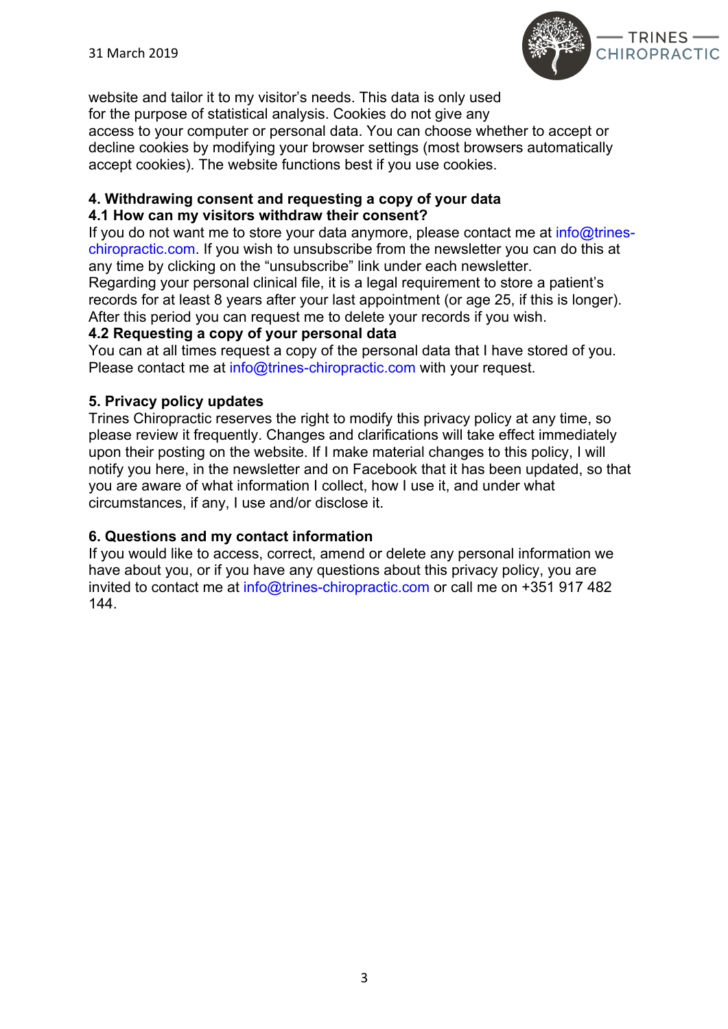website and tailor it to my visitor's needs. This data is only used for the purpose of statistical analysis. Cookies do not give any access to your computer or personal data. You can choose whether to accept or decline cookies by modifying your browser settings (most browsers automatically accept cookies). The website functions best if you use cookies.

## 4. Withdrawing consent and requesting a copy of your data

### 4.1 How can my visitors withdraw their consent?

If you do not want me to store your data anymore, please contact me at info@trines-chiropractic.com. If you wish to unsubscribe from the newsletter you can do this at any time by clicking on the "unsubscribe" link under each newsletter.
Regarding your personal clinical file, it is a legal requirement to store a patient's records for at least 8 years after your last appointment (or age 25, if this is longer). After this period you can request me to delete your records if you wish.

### 4.2 Requesting a copy of your personal data

You can at all times request a copy of the personal data that I have stored of you. Please contact me at info@trines-chiropractic.com with your request.

## 5. Privacy policy updates

Trines Chiropractic reserves the right to modify this privacy policy at any time, so please review it frequently. Changes and clarifications will take effect immediately upon their posting on the website. If I make material changes to this policy, I will notify you here, in the newsletter and on Facebook that it has been updated, so that you are aware of what information I collect, how I use it, and under what circumstances, if any, I use and/or disclose it.

## 6. Questions and my contact information

If you would like to access, correct, amend or delete any personal information we have about you, or if you have any questions about this privacy policy, you are invited to contact me at info@trines-chiropractic.com or call me on +351 917 482 144.